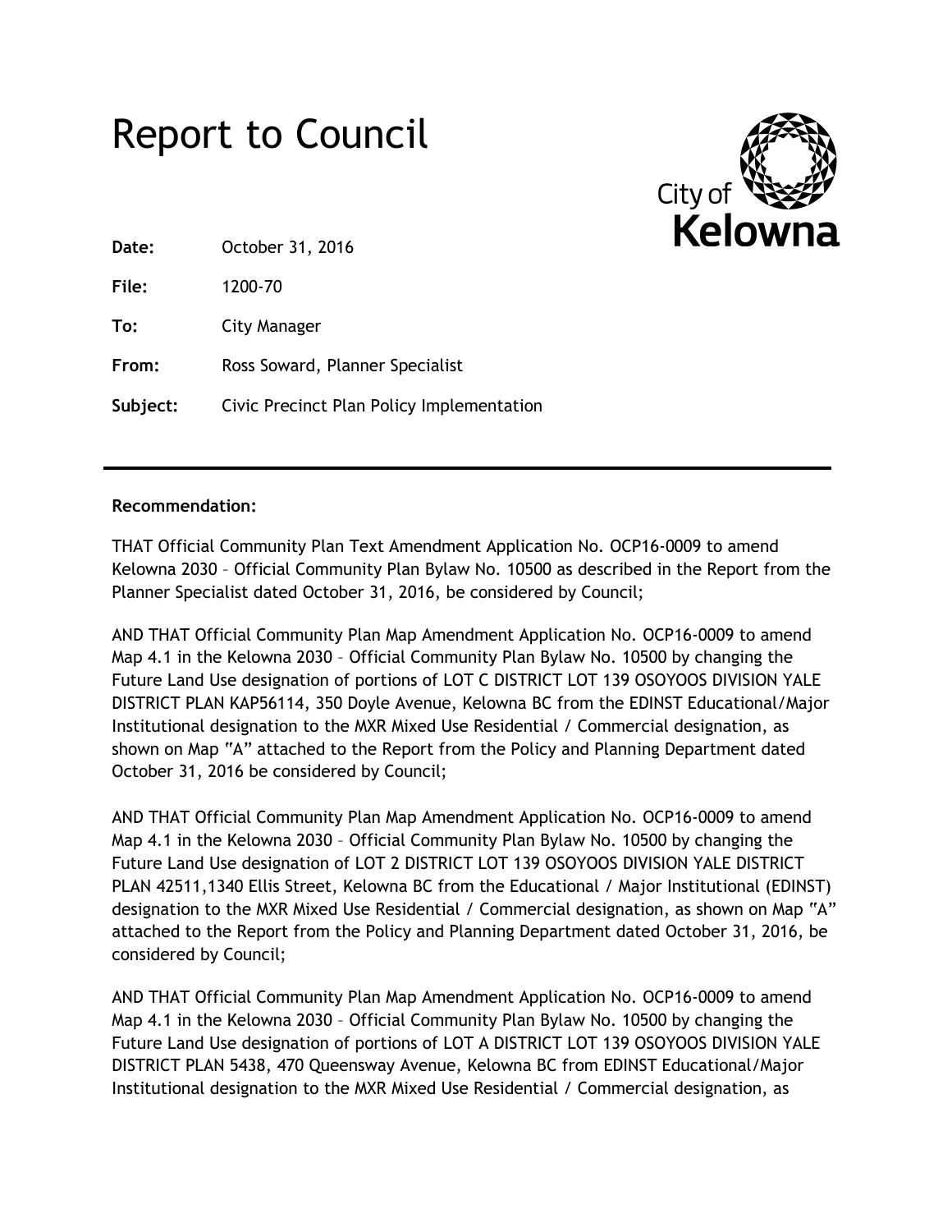# Report to Council

City of Kelowna

**Date:** October 31, 2016

**File:** 1200-70

**To:** City Manager

**From:** Ross Soward, Planner Specialist

**Subject:** Civic Precinct Plan Policy Implementation

---

**Recommendation:**

THAT Official Community Plan Text Amendment Application No. OCP16-0009 to amend Kelowna 2030 – Official Community Plan Bylaw No. 10500 as described in the Report from the Planner Specialist dated October 31, 2016, be considered by Council;

AND THAT Official Community Plan Map Amendment Application No. OCP16-0009 to amend Map 4.1 in the Kelowna 2030 – Official Community Plan Bylaw No. 10500 by changing the Future Land Use designation of portions of LOT C DISTRICT LOT 139 OSOYOOS DIVISION YALE DISTRICT PLAN KAP56114, 350 Doyle Avenue, Kelowna BC from the EDINST Educational/Major Institutional designation to the MXR Mixed Use Residential / Commercial designation, as shown on Map "A" attached to the Report from the Policy and Planning Department dated October 31, 2016 be considered by Council;

AND THAT Official Community Plan Map Amendment Application No. OCP16-0009 to amend Map 4.1 in the Kelowna 2030 – Official Community Plan Bylaw No. 10500 by changing the Future Land Use designation of LOT 2 DISTRICT LOT 139 OSOYOOS DIVISION YALE DISTRICT PLAN 42511,1340 Ellis Street, Kelowna BC from the Educational / Major Institutional (EDINST) designation to the MXR Mixed Use Residential / Commercial designation, as shown on Map "A" attached to the Report from the Policy and Planning Department dated October 31, 2016, be considered by Council;

AND THAT Official Community Plan Map Amendment Application No. OCP16-0009 to amend Map 4.1 in the Kelowna 2030 – Official Community Plan Bylaw No. 10500 by changing the Future Land Use designation of portions of LOT A DISTRICT LOT 139 OSOYOOS DIVISION YALE DISTRICT PLAN 5438, 470 Queensway Avenue, Kelowna BC from EDINST Educational/Major Institutional designation to the MXR Mixed Use Residential / Commercial designation, as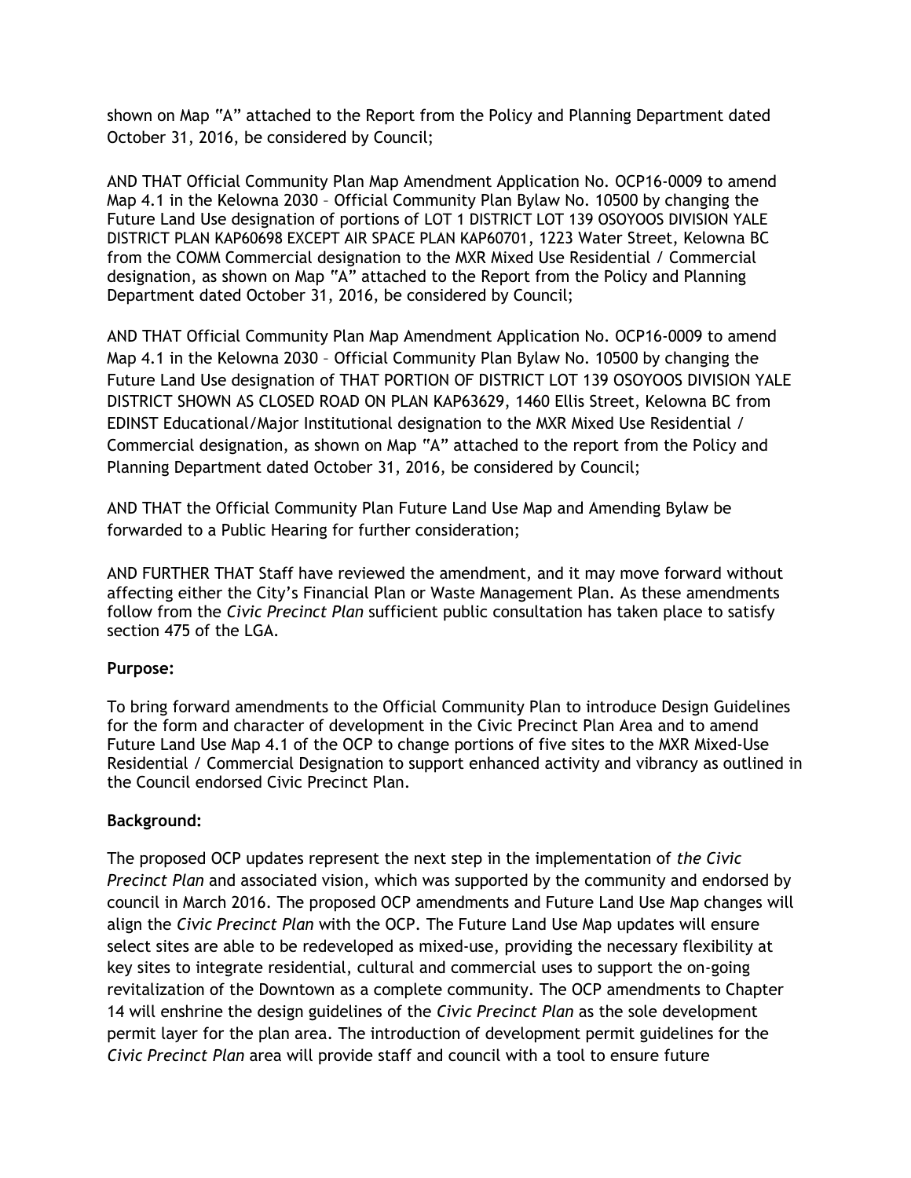shown on Map "A" attached to the Report from the Policy and Planning Department dated October 31, 2016, be considered by Council;

AND THAT Official Community Plan Map Amendment Application No. OCP16-0009 to amend Map 4.1 in the Kelowna 2030 – Official Community Plan Bylaw No. 10500 by changing the Future Land Use designation of portions of LOT 1 DISTRICT LOT 139 OSOYOOS DIVISION YALE DISTRICT PLAN KAP60698 EXCEPT AIR SPACE PLAN KAP60701, 1223 Water Street, Kelowna BC from the COMM Commercial designation to the MXR Mixed Use Residential / Commercial designation, as shown on Map "A" attached to the Report from the Policy and Planning Department dated October 31, 2016, be considered by Council;

AND THAT Official Community Plan Map Amendment Application No. OCP16-0009 to amend Map 4.1 in the Kelowna 2030 – Official Community Plan Bylaw No. 10500 by changing the Future Land Use designation of THAT PORTION OF DISTRICT LOT 139 OSOYOOS DIVISION YALE DISTRICT SHOWN AS CLOSED ROAD ON PLAN KAP63629, 1460 Ellis Street, Kelowna BC from EDINST Educational/Major Institutional designation to the MXR Mixed Use Residential / Commercial designation, as shown on Map "A" attached to the report from the Policy and Planning Department dated October 31, 2016, be considered by Council;

AND THAT the Official Community Plan Future Land Use Map and Amending Bylaw be forwarded to a Public Hearing for further consideration;

AND FURTHER THAT Staff have reviewed the amendment, and it may move forward without affecting either the City's Financial Plan or Waste Management Plan. As these amendments follow from the *Civic Precinct Plan* sufficient public consultation has taken place to satisfy section 475 of the LGA.

**Purpose:**

To bring forward amendments to the Official Community Plan to introduce Design Guidelines for the form and character of development in the Civic Precinct Plan Area and to amend Future Land Use Map 4.1 of the OCP to change portions of five sites to the MXR Mixed-Use Residential / Commercial Designation to support enhanced activity and vibrancy as outlined in the Council endorsed Civic Precinct Plan.

**Background:**

The proposed OCP updates represent the next step in the implementation of *the Civic Precinct Plan* and associated vision, which was supported by the community and endorsed by council in March 2016. The proposed OCP amendments and Future Land Use Map changes will align the *Civic Precinct Plan* with the OCP. The Future Land Use Map updates will ensure select sites are able to be redeveloped as mixed-use, providing the necessary flexibility at key sites to integrate residential, cultural and commercial uses to support the on-going revitalization of the Downtown as a complete community. The OCP amendments to Chapter 14 will enshrine the design guidelines of the *Civic Precinct Plan* as the sole development permit layer for the plan area. The introduction of development permit guidelines for the *Civic Precinct Plan* area will provide staff and council with a tool to ensure future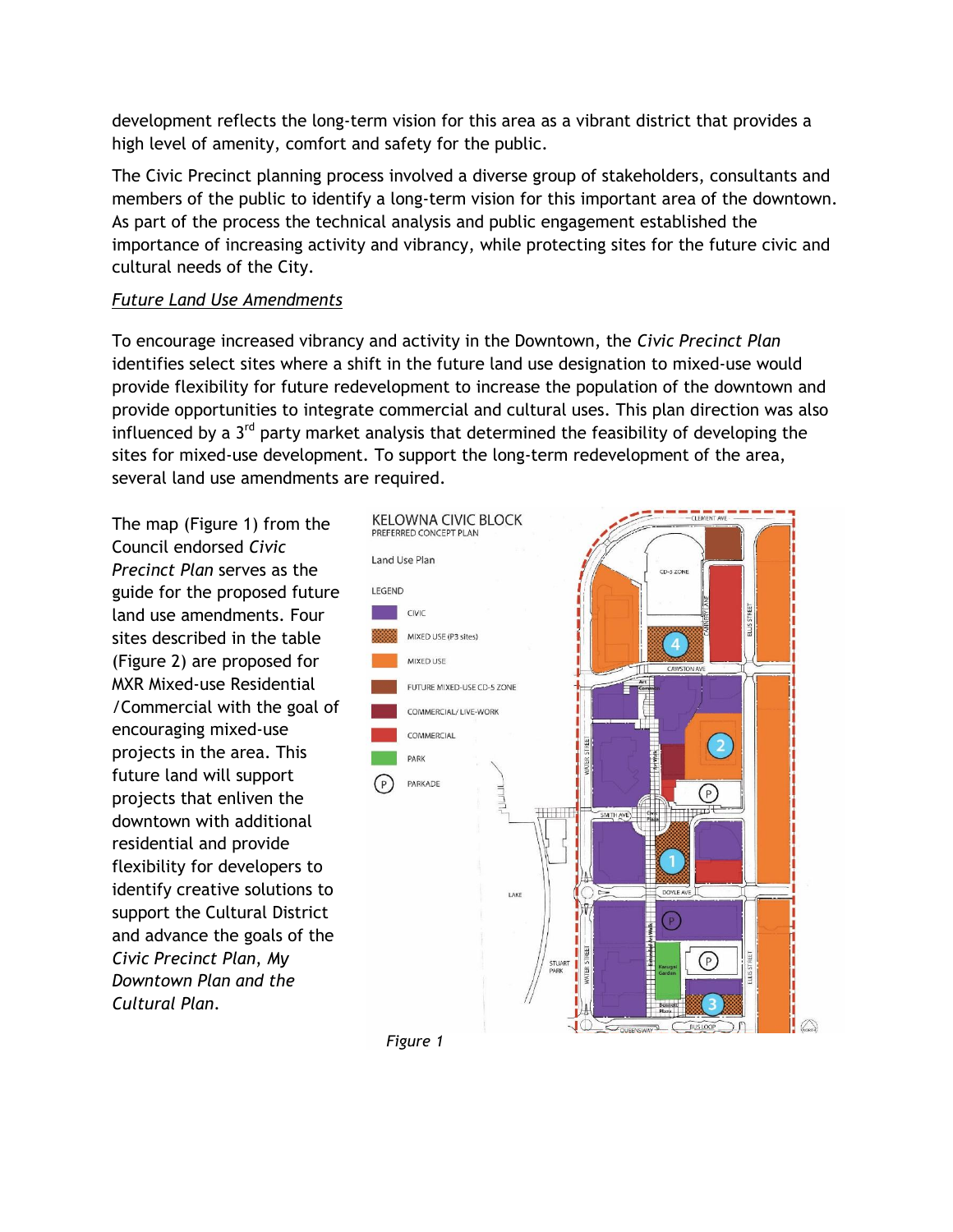development reflects the long-term vision for this area as a vibrant district that provides a high level of amenity, comfort and safety for the public.

The Civic Precinct planning process involved a diverse group of stakeholders, consultants and members of the public to identify a long-term vision for this important area of the downtown. As part of the process the technical analysis and public engagement established the importance of increasing activity and vibrancy, while protecting sites for the future civic and cultural needs of the City.

*Future Land Use Amendments*

To encourage increased vibrancy and activity in the Downtown, the *Civic Precinct Plan* identifies select sites where a shift in the future land use designation to mixed-use would provide flexibility for future redevelopment to increase the population of the downtown and provide opportunities to integrate commercial and cultural uses. This plan direction was also influenced by a 3rd party market analysis that determined the feasibility of developing the sites for mixed-use development. To support the long-term redevelopment of the area, several land use amendments are required.

The map (Figure 1) from the Council endorsed *Civic Precinct Plan* serves as the guide for the proposed future land use amendments. Four sites described in the table (Figure 2) are proposed for MXR Mixed-use Residential /Commercial with the goal of encouraging mixed-use projects in the area. This future land will support projects that enliven the downtown with additional residential and provide flexibility for developers to identify creative solutions to support the Cultural District and advance the goals of the *Civic Precinct Plan, My Downtown Plan and the Cultural Plan*.

*Figure 1*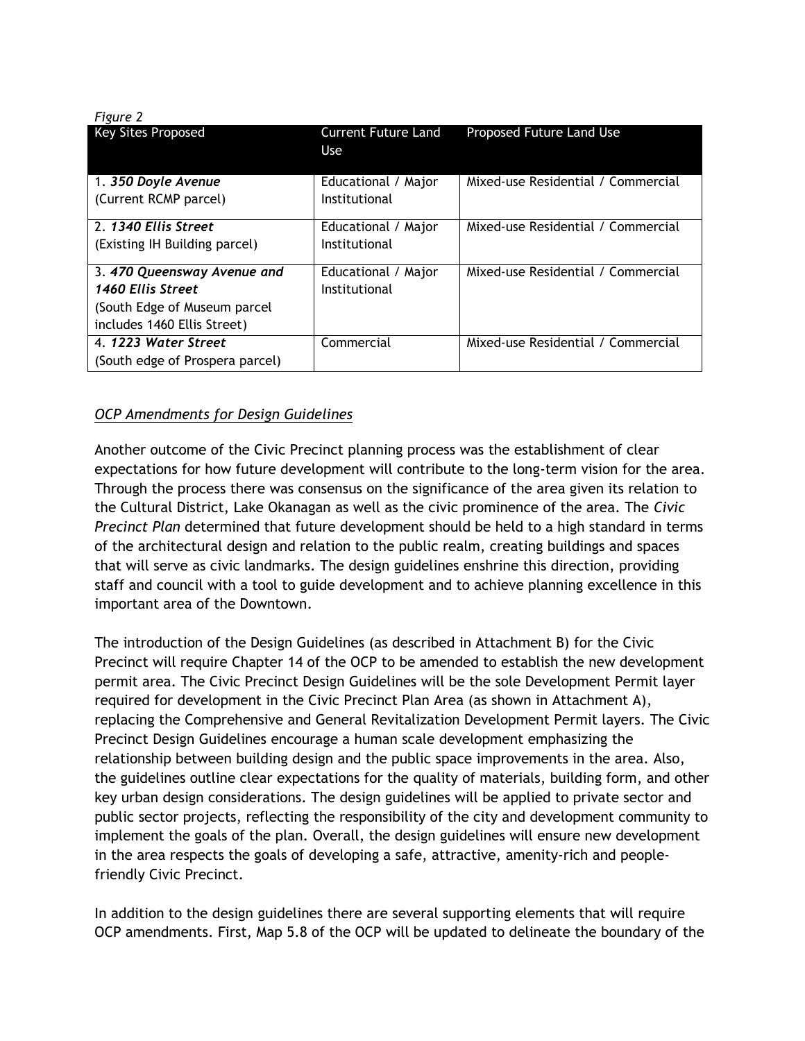*Figure 2*

| Key Sites Proposed | Current Future Land Use | Proposed Future Land Use |
|---|---|---|
| 1. ***350 Doyle Avenue*** (Current RCMP parcel) | Educational / Major Institutional | Mixed-use Residential / Commercial |
| 2. ***1340 Ellis Street*** (Existing IH Building parcel) | Educational / Major Institutional | Mixed-use Residential / Commercial |
| 3. ***470 Queensway Avenue and 1460 Ellis Street*** (South Edge of Museum parcel includes 1460 Ellis Street) | Educational / Major Institutional | Mixed-use Residential / Commercial |
| 4. ***1223 Water Street*** (South edge of Prospera parcel) | Commercial | Mixed-use Residential / Commercial |

*OCP Amendments for Design Guidelines*

Another outcome of the Civic Precinct planning process was the establishment of clear expectations for how future development will contribute to the long-term vision for the area. Through the process there was consensus on the significance of the area given its relation to the Cultural District, Lake Okanagan as well as the civic prominence of the area. The *Civic Precinct Plan* determined that future development should be held to a high standard in terms of the architectural design and relation to the public realm, creating buildings and spaces that will serve as civic landmarks. The design guidelines enshrine this direction, providing staff and council with a tool to guide development and to achieve planning excellence in this important area of the Downtown.

The introduction of the Design Guidelines (as described in Attachment B) for the Civic Precinct will require Chapter 14 of the OCP to be amended to establish the new development permit area. The Civic Precinct Design Guidelines will be the sole Development Permit layer required for development in the Civic Precinct Plan Area (as shown in Attachment A), replacing the Comprehensive and General Revitalization Development Permit layers. The Civic Precinct Design Guidelines encourage a human scale development emphasizing the relationship between building design and the public space improvements in the area. Also, the guidelines outline clear expectations for the quality of materials, building form, and other key urban design considerations. The design guidelines will be applied to private sector and public sector projects, reflecting the responsibility of the city and development community to implement the goals of the plan. Overall, the design guidelines will ensure new development in the area respects the goals of developing a safe, attractive, amenity-rich and people-friendly Civic Precinct.

In addition to the design guidelines there are several supporting elements that will require OCP amendments. First, Map 5.8 of the OCP will be updated to delineate the boundary of the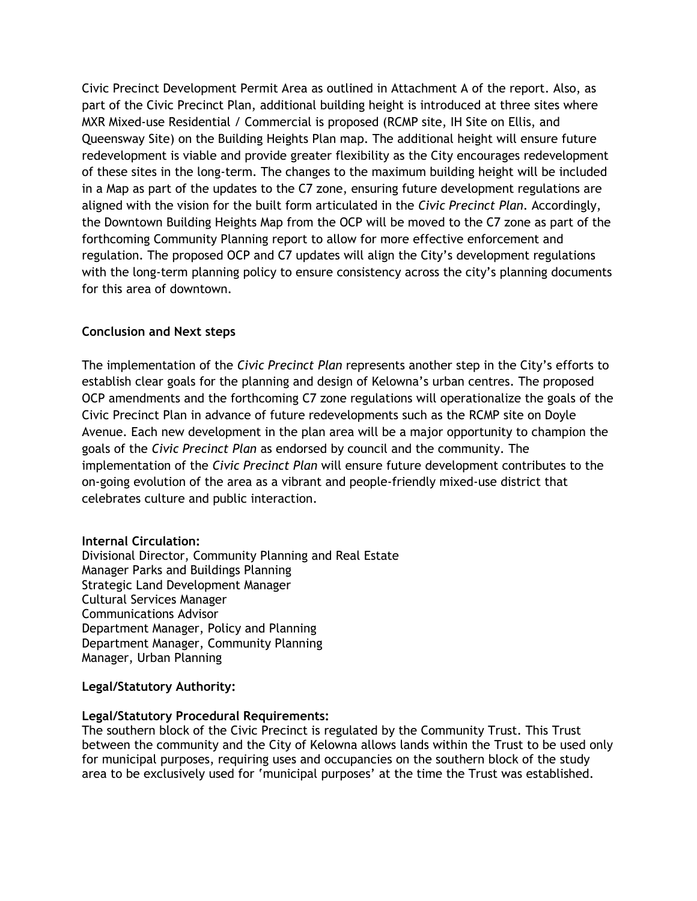Civic Precinct Development Permit Area as outlined in Attachment A of the report. Also, as part of the Civic Precinct Plan, additional building height is introduced at three sites where MXR Mixed-use Residential / Commercial is proposed (RCMP site, IH Site on Ellis, and Queensway Site) on the Building Heights Plan map. The additional height will ensure future redevelopment is viable and provide greater flexibility as the City encourages redevelopment of these sites in the long-term. The changes to the maximum building height will be included in a Map as part of the updates to the C7 zone, ensuring future development regulations are aligned with the vision for the built form articulated in the *Civic Precinct Plan*. Accordingly, the Downtown Building Heights Map from the OCP will be moved to the C7 zone as part of the forthcoming Community Planning report to allow for more effective enforcement and regulation. The proposed OCP and C7 updates will align the City's development regulations with the long-term planning policy to ensure consistency across the city's planning documents for this area of downtown.

**Conclusion and Next steps**

The implementation of the *Civic Precinct Plan* represents another step in the City's efforts to establish clear goals for the planning and design of Kelowna's urban centres. The proposed OCP amendments and the forthcoming C7 zone regulations will operationalize the goals of the Civic Precinct Plan in advance of future redevelopments such as the RCMP site on Doyle Avenue. Each new development in the plan area will be a major opportunity to champion the goals of the *Civic Precinct Plan* as endorsed by council and the community. The implementation of the *Civic Precinct Plan* will ensure future development contributes to the on-going evolution of the area as a vibrant and people-friendly mixed-use district that celebrates culture and public interaction.

**Internal Circulation:**
Divisional Director, Community Planning and Real Estate
Manager Parks and Buildings Planning
Strategic Land Development Manager
Cultural Services Manager
Communications Advisor
Department Manager, Policy and Planning
Department Manager, Community Planning
Manager, Urban Planning

**Legal/Statutory Authority:**

**Legal/Statutory Procedural Requirements:**
The southern block of the Civic Precinct is regulated by the Community Trust. This Trust between the community and the City of Kelowna allows lands within the Trust to be used only for municipal purposes, requiring uses and occupancies on the southern block of the study area to be exclusively used for 'municipal purposes' at the time the Trust was established.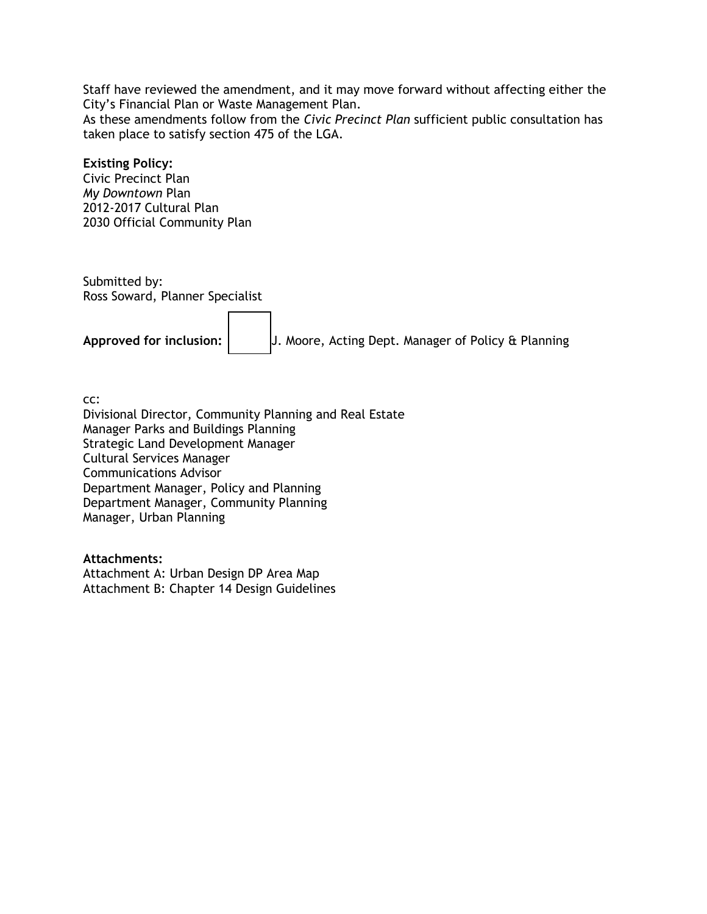Staff have reviewed the amendment, and it may move forward without affecting either the City's Financial Plan or Waste Management Plan.
As these amendments follow from the *Civic Precinct Plan* sufficient public consultation has taken place to satisfy section 475 of the LGA.

**Existing Policy:**
Civic Precinct Plan
*My Downtown* Plan
2012-2017 Cultural Plan
2030 Official Community Plan

Submitted by:
Ross Soward, Planner Specialist

**Approved for inclusion:** J. Moore, Acting Dept. Manager of Policy & Planning

cc:
Divisional Director, Community Planning and Real Estate
Manager Parks and Buildings Planning
Strategic Land Development Manager
Cultural Services Manager
Communications Advisor
Department Manager, Policy and Planning
Department Manager, Community Planning
Manager, Urban Planning

**Attachments:**
Attachment A: Urban Design DP Area Map
Attachment B: Chapter 14 Design Guidelines